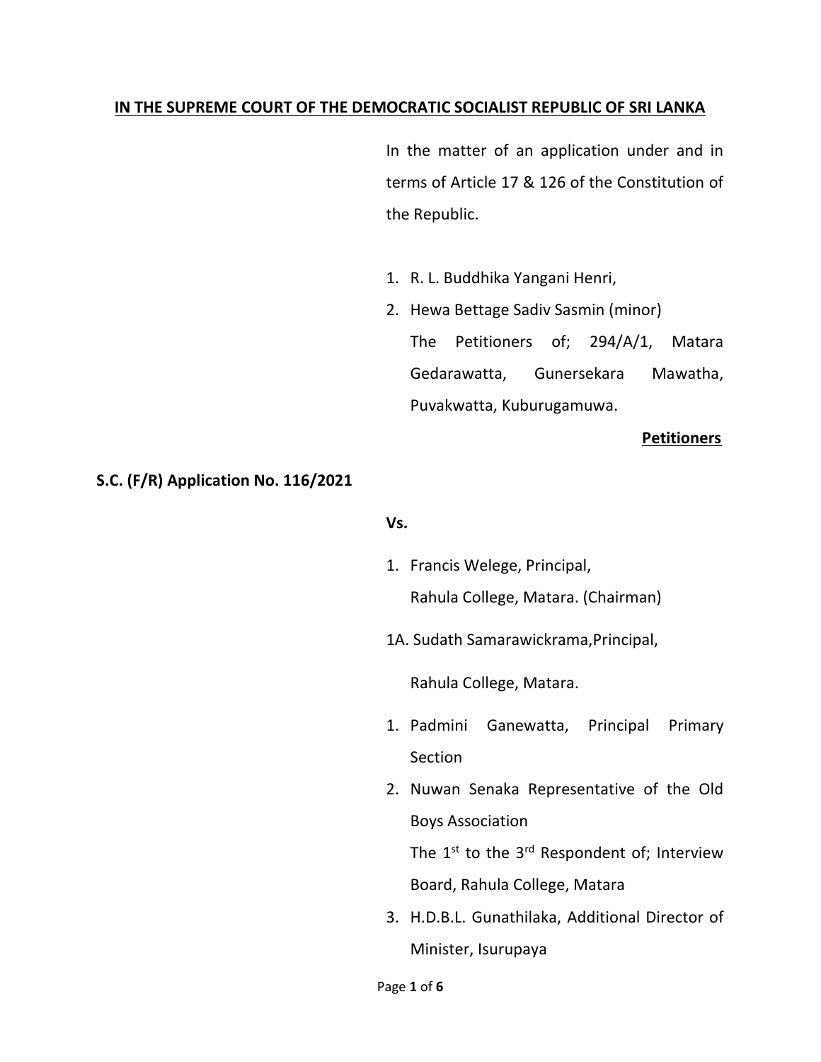**IN THE SUPREME COURT OF THE DEMOCRATIC SOCIALIST REPUBLIC OF SRI LANKA**

In the matter of an application under and in terms of Article 17 & 126 of the Constitution of the Republic.

1. R. L. Buddhika Yangani Henri,
2. Hewa Bettage Sadiv Sasmin (minor)

   The Petitioners of; 294/A/1, Matara Gedarawatta, Gunersekara Mawatha, Puvakwatta, Kuburugamuwa.

**Petitioners**

**S.C. (F/R) Application No. 116/2021**

**Vs.**

1. Francis Welege, Principal,
   Rahula College, Matara. (Chairman)

1A. Sudath Samarawickrama,Principal,

   Rahula College, Matara.

1. Padmini Ganewatta, Principal Primary Section
2. Nuwan Senaka Representative of the Old Boys Association

   The 1st to the 3rd Respondent of; Interview Board, Rahula College, Matara
3. H.D.B.L. Gunathilaka, Additional Director of Minister, Isurupaya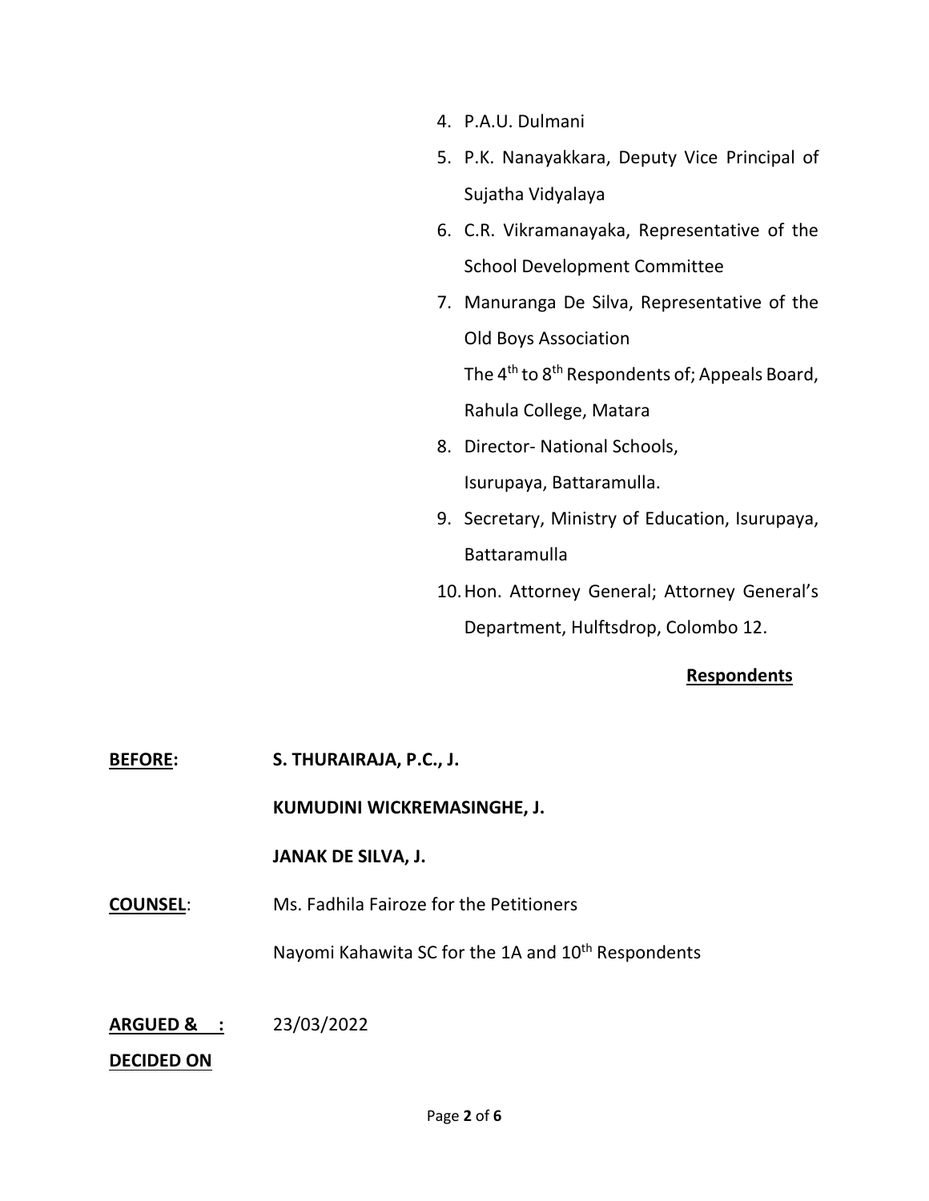4. P.A.U. Dulmani
5. P.K. Nanayakkara, Deputy Vice Principal of Sujatha Vidyalaya
6. C.R. Vikramanayaka, Representative of the School Development Committee
7. Manuranga De Silva, Representative of the Old Boys Association

   The 4th to 8th Respondents of; Appeals Board, Rahula College, Matara
8. Director- National Schools,
   Isurupaya, Battaramulla.
9. Secretary, Ministry of Education, Isurupaya, Battaramulla
10. Hon. Attorney General; Attorney General's Department, Hulftsdrop, Colombo 12.

**Respondents**

**BEFORE:** **S. THURAIRAJA, P.C., J.**

**KUMUDINI WICKREMASINGHE, J.**

**JANAK DE SILVA, J.**

**COUNSEL**: Ms. Fadhila Fairoze for the Petitioners

Nayomi Kahawita SC for the 1A and 10th Respondents

**ARGUED & DECIDED ON :** 23/03/2022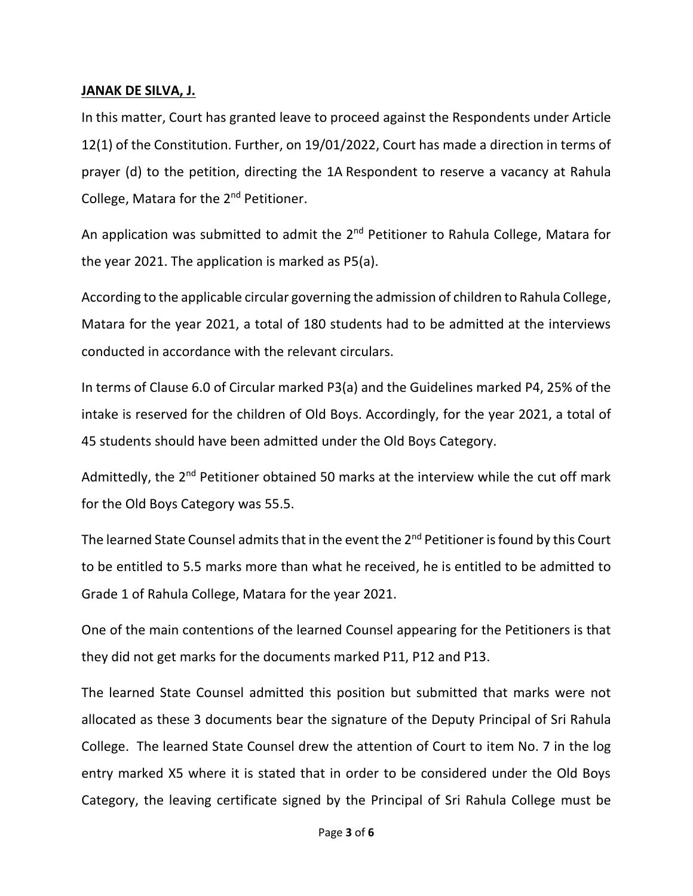**JANAK DE SILVA, J.**

In this matter, Court has granted leave to proceed against the Respondents under Article 12(1) of the Constitution. Further, on 19/01/2022, Court has made a direction in terms of prayer (d) to the petition, directing the 1A Respondent to reserve a vacancy at Rahula College, Matara for the 2nd Petitioner.

An application was submitted to admit the 2nd Petitioner to Rahula College, Matara for the year 2021. The application is marked as P5(a).

According to the applicable circular governing the admission of children to Rahula College, Matara for the year 2021, a total of 180 students had to be admitted at the interviews conducted in accordance with the relevant circulars.

In terms of Clause 6.0 of Circular marked P3(a) and the Guidelines marked P4, 25% of the intake is reserved for the children of Old Boys. Accordingly, for the year 2021, a total of 45 students should have been admitted under the Old Boys Category.

Admittedly, the 2nd Petitioner obtained 50 marks at the interview while the cut off mark for the Old Boys Category was 55.5.

The learned State Counsel admits that in the event the 2nd Petitioner is found by this Court to be entitled to 5.5 marks more than what he received, he is entitled to be admitted to Grade 1 of Rahula College, Matara for the year 2021.

One of the main contentions of the learned Counsel appearing for the Petitioners is that they did not get marks for the documents marked P11, P12 and P13.

The learned State Counsel admitted this position but submitted that marks were not allocated as these 3 documents bear the signature of the Deputy Principal of Sri Rahula College. The learned State Counsel drew the attention of Court to item No. 7 in the log entry marked X5 where it is stated that in order to be considered under the Old Boys Category, the leaving certificate signed by the Principal of Sri Rahula College must be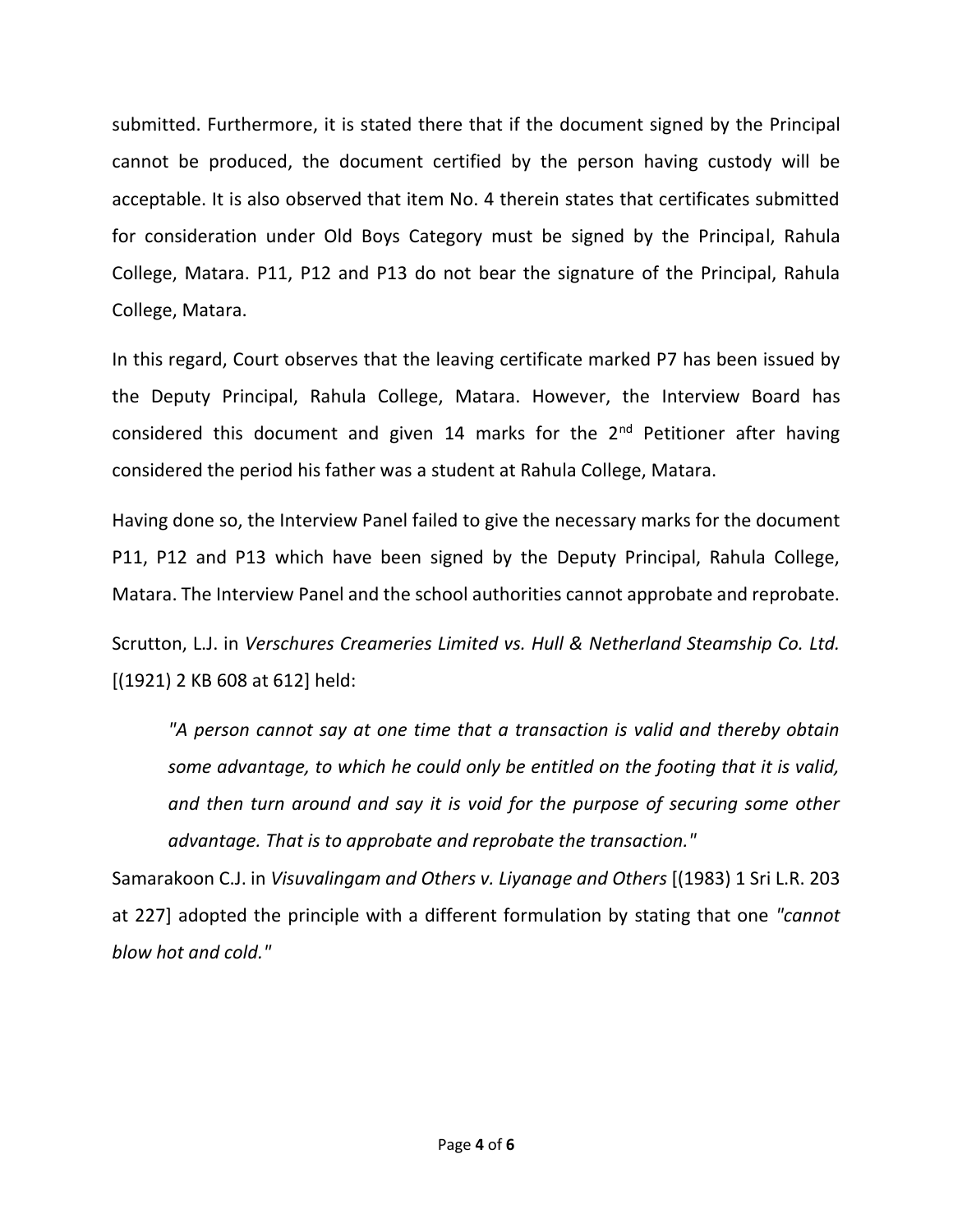submitted. Furthermore, it is stated there that if the document signed by the Principal cannot be produced, the document certified by the person having custody will be acceptable. It is also observed that item No. 4 therein states that certificates submitted for consideration under Old Boys Category must be signed by the Principal, Rahula College, Matara. P11, P12 and P13 do not bear the signature of the Principal, Rahula College, Matara.

In this regard, Court observes that the leaving certificate marked P7 has been issued by the Deputy Principal, Rahula College, Matara. However, the Interview Board has considered this document and given 14 marks for the 2nd Petitioner after having considered the period his father was a student at Rahula College, Matara.

Having done so, the Interview Panel failed to give the necessary marks for the document P11, P12 and P13 which have been signed by the Deputy Principal, Rahula College, Matara. The Interview Panel and the school authorities cannot approbate and reprobate.

Scrutton, L.J. in *Verschures Creameries Limited vs. Hull & Netherland Steamship Co. Ltd.* [(1921) 2 KB 608 at 612] held:

> *"A person cannot say at one time that a transaction is valid and thereby obtain some advantage, to which he could only be entitled on the footing that it is valid, and then turn around and say it is void for the purpose of securing some other advantage. That is to approbate and reprobate the transaction."*

Samarakoon C.J. in *Visuvalingam and Others v. Liyanage and Others* [(1983) 1 Sri L.R. 203 at 227] adopted the principle with a different formulation by stating that one *"cannot blow hot and cold."*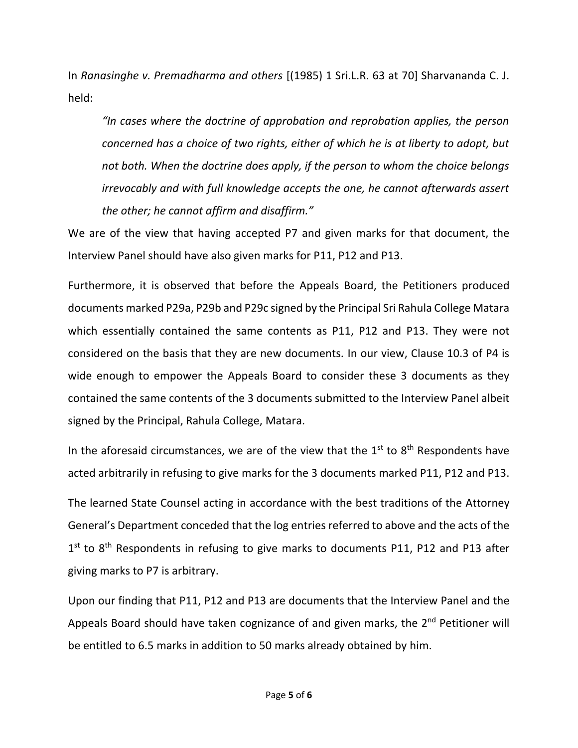In *Ranasinghe v. Premadharma and others* [(1985) 1 Sri.L.R. 63 at 70] Sharvananda C. J. held:

> *"In cases where the doctrine of approbation and reprobation applies, the person concerned has a choice of two rights, either of which he is at liberty to adopt, but not both. When the doctrine does apply, if the person to whom the choice belongs irrevocably and with full knowledge accepts the one, he cannot afterwards assert the other; he cannot affirm and disaffirm."*

We are of the view that having accepted P7 and given marks for that document, the Interview Panel should have also given marks for P11, P12 and P13.

Furthermore, it is observed that before the Appeals Board, the Petitioners produced documents marked P29a, P29b and P29c signed by the Principal Sri Rahula College Matara which essentially contained the same contents as P11, P12 and P13. They were not considered on the basis that they are new documents. In our view, Clause 10.3 of P4 is wide enough to empower the Appeals Board to consider these 3 documents as they contained the same contents of the 3 documents submitted to the Interview Panel albeit signed by the Principal, Rahula College, Matara.

In the aforesaid circumstances, we are of the view that the 1st to 8th Respondents have acted arbitrarily in refusing to give marks for the 3 documents marked P11, P12 and P13.

The learned State Counsel acting in accordance with the best traditions of the Attorney General's Department conceded that the log entries referred to above and the acts of the 1st to 8th Respondents in refusing to give marks to documents P11, P12 and P13 after giving marks to P7 is arbitrary.

Upon our finding that P11, P12 and P13 are documents that the Interview Panel and the Appeals Board should have taken cognizance of and given marks, the 2nd Petitioner will be entitled to 6.5 marks in addition to 50 marks already obtained by him.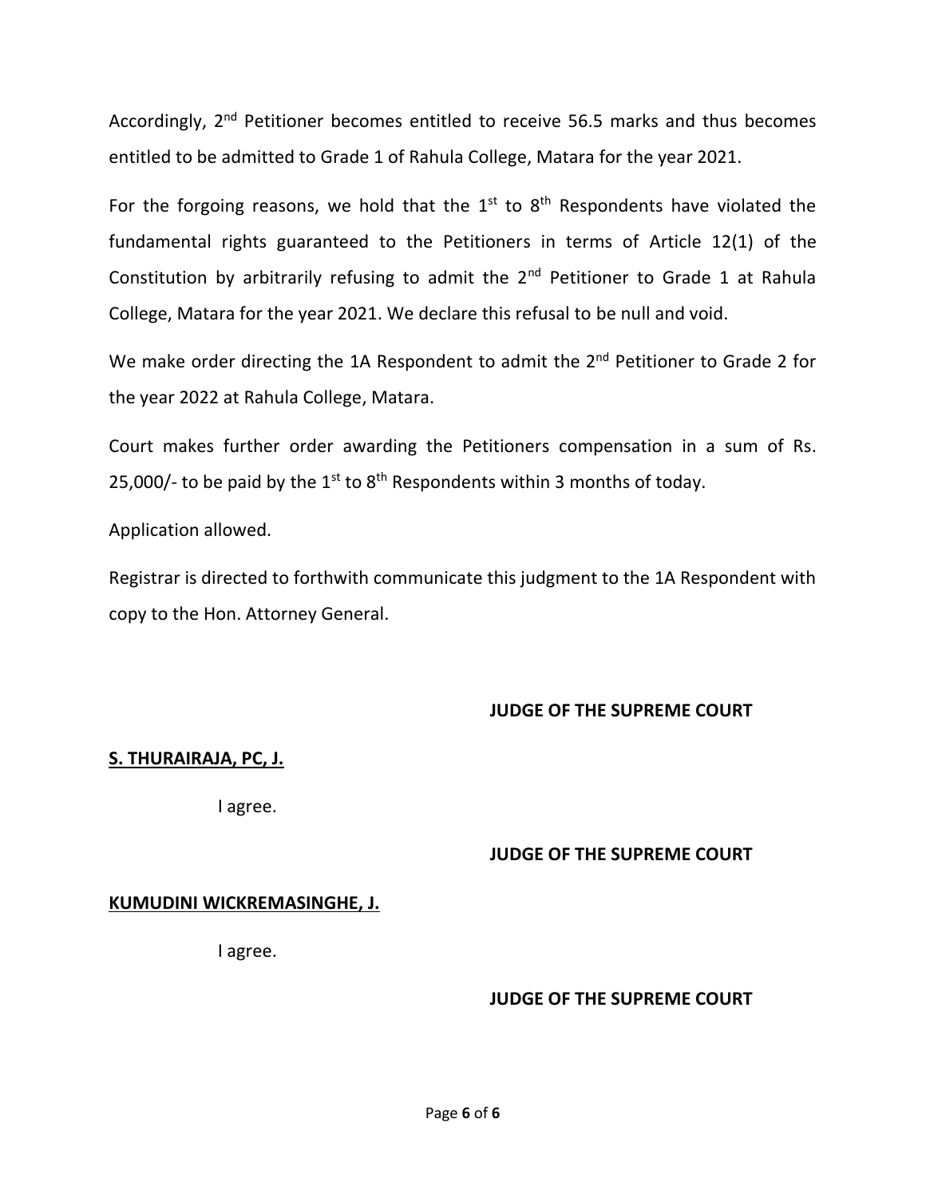Accordingly, 2nd Petitioner becomes entitled to receive 56.5 marks and thus becomes entitled to be admitted to Grade 1 of Rahula College, Matara for the year 2021.

For the forgoing reasons, we hold that the 1st to 8th Respondents have violated the fundamental rights guaranteed to the Petitioners in terms of Article 12(1) of the Constitution by arbitrarily refusing to admit the 2nd Petitioner to Grade 1 at Rahula College, Matara for the year 2021. We declare this refusal to be null and void.

We make order directing the 1A Respondent to admit the 2nd Petitioner to Grade 2 for the year 2022 at Rahula College, Matara.

Court makes further order awarding the Petitioners compensation in a sum of Rs. 25,000/- to be paid by the 1st to 8th Respondents within 3 months of today.

Application allowed.

Registrar is directed to forthwith communicate this judgment to the 1A Respondent with copy to the Hon. Attorney General.

**JUDGE OF THE SUPREME COURT**

**S. THURAIRAJA, PC, J.**

I agree.

**JUDGE OF THE SUPREME COURT**

**KUMUDINI WICKREMASINGHE, J.**

I agree.

**JUDGE OF THE SUPREME COURT**